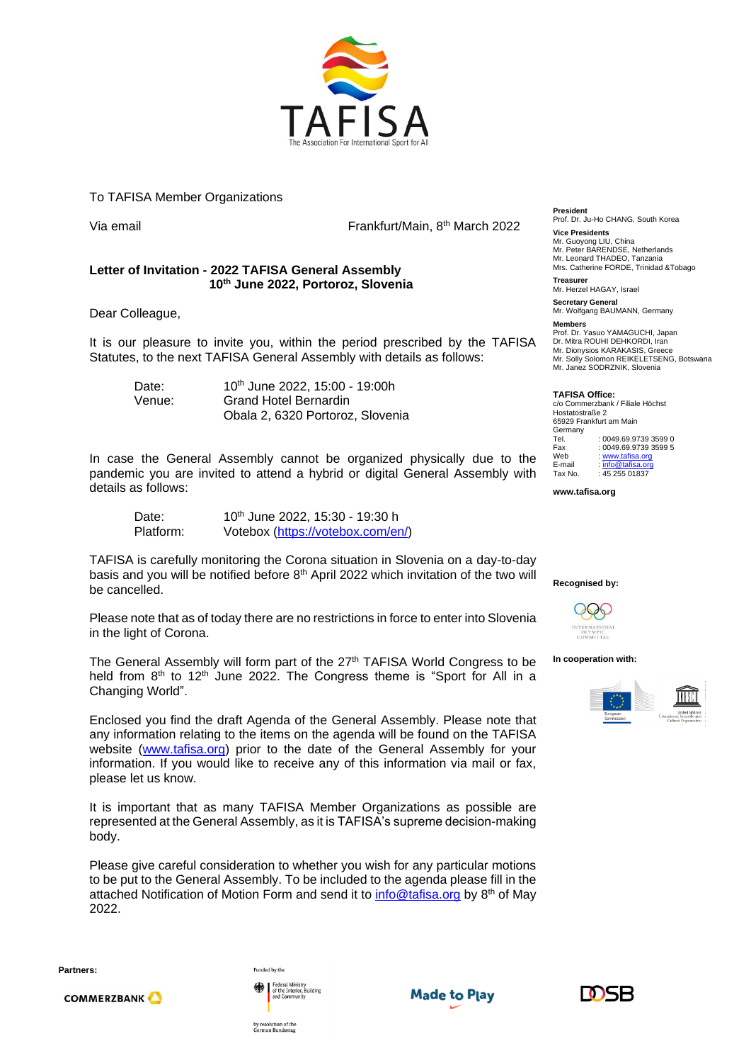TAFISA

The Association For International Sport for All

To TAFISA Member Organizations

Via email

Frankfurt/Main, 8th March 2022

**Letter of Invitation - 2022 TAFISA General Assembly**
**10th June 2022, Portoroz, Slovenia**

Dear Colleague,

It is our pleasure to invite you, within the period prescribed by the TAFISA Statutes, to the next TAFISA General Assembly with details as follows:

Date: 10th June 2022, 15:00 - 19:00h
Venue: Grand Hotel Bernardin
Obala 2, 6320 Portoroz, Slovenia

In case the General Assembly cannot be organized physically due to the pandemic you are invited to attend a hybrid or digital General Assembly with details as follows:

Date: 10th June 2022, 15:30 - 19:30 h
Platform: Votebox (https://votebox.com/en/)

TAFISA is carefully monitoring the Corona situation in Slovenia on a day-to-day basis and you will be notified before 8th April 2022 which invitation of the two will be cancelled.

Please note that as of today there are no restrictions in force to enter into Slovenia in the light of Corona.

The General Assembly will form part of the 27th TAFISA World Congress to be held from 8th to 12th June 2022. The Congress theme is "Sport for All in a Changing World".

Enclosed you find the draft Agenda of the General Assembly. Please note that any information relating to the items on the agenda will be found on the TAFISA website (www.tafisa.org) prior to the date of the General Assembly for your information. If you would like to receive any of this information via mail or fax, please let us know.

It is important that as many TAFISA Member Organizations as possible are represented at the General Assembly, as it is TAFISA's supreme decision-making body.

Please give careful consideration to whether you wish for any particular motions to be put to the General Assembly. To be included to the agenda please fill in the attached Notification of Motion Form and send it to info@tafisa.org by 8th of May 2022.

**President**
Prof. Dr. Ju-Ho CHANG, South Korea

**Vice Presidents**
Mr. Guoyong LIU, China
Mr. Peter BARENDSE, Netherlands
Mr. Leonard THADEO, Tanzania
Mrs. Catherine FORDE, Trinidad &Tobago

**Treasurer**
Mr. Herzel HAGAY, Israel

**Secretary General**
Mr. Wolfgang BAUMANN, Germany

**Members**
Prof. Dr. Yasuo YAMAGUCHI, Japan
Dr. Mitra ROUHI DEHKORDI, Iran
Mr. Dionysios KARAKASIS, Greece
Mr. Solly Solomon REIKELETSENG, Botswana
Mr. Janez SODRZNIK, Slovenia

**TAFISA Office:**
c/o Commerzbank / Filiale Höchst
Hostatostraße 2
65929 Frankfurt am Main
Germany

| | |
|---|---|
| Tel. | : 0049.69.9739 3599 0 |
| Fax | : 0049.69.9739 3599 5 |
| Web | : www.tafisa.org |
| E-mail | : info@tafisa.org |
| Tax No. | : 45 255 01837 |

**www.tafisa.org**

**Recognised by:**

International Olympic Committee

**In cooperation with:**

European Commission

United Nations Educational, Scientific and Cultural Organization

**Partners:**

COMMERZBANK

Funded by the Federal Ministry of the Interior, Building and Community by resolution of the German Bundestag

Made to Play

DOSB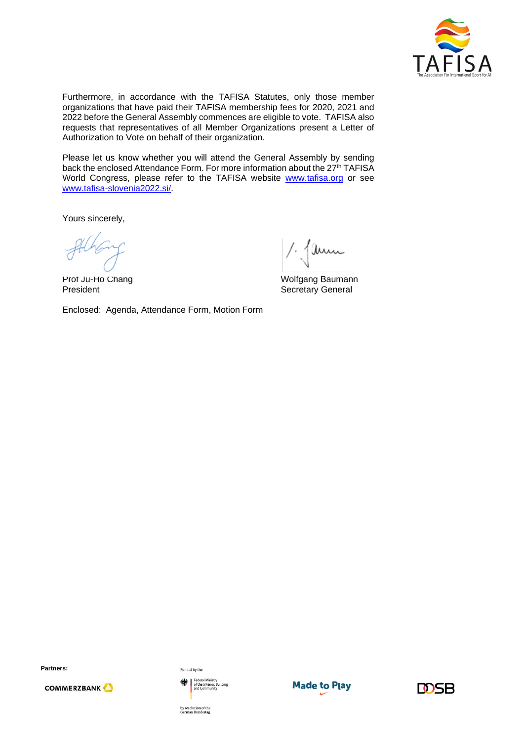Furthermore, in accordance with the TAFISA Statutes, only those member organizations that have paid their TAFISA membership fees for 2020, 2021 and 2022 before the General Assembly commences are eligible to vote. TAFISA also requests that representatives of all Member Organizations present a Letter of Authorization to Vote on behalf of their organization.

Please let us know whether you will attend the General Assembly by sending back the enclosed Attendance Form. For more information about the 27th TAFISA World Congress, please refer to the TAFISA website [www.tafisa.org](http://www.tafisa.org) or see [www.tafisa-slovenia2022.si/](http://www.tafisa-slovenia2022.si/).

Yours sincerely,

Prof Ju-Ho Chang
President

Wolfgang Baumann
Secretary General

Enclosed: Agenda, Attendance Form, Motion Form